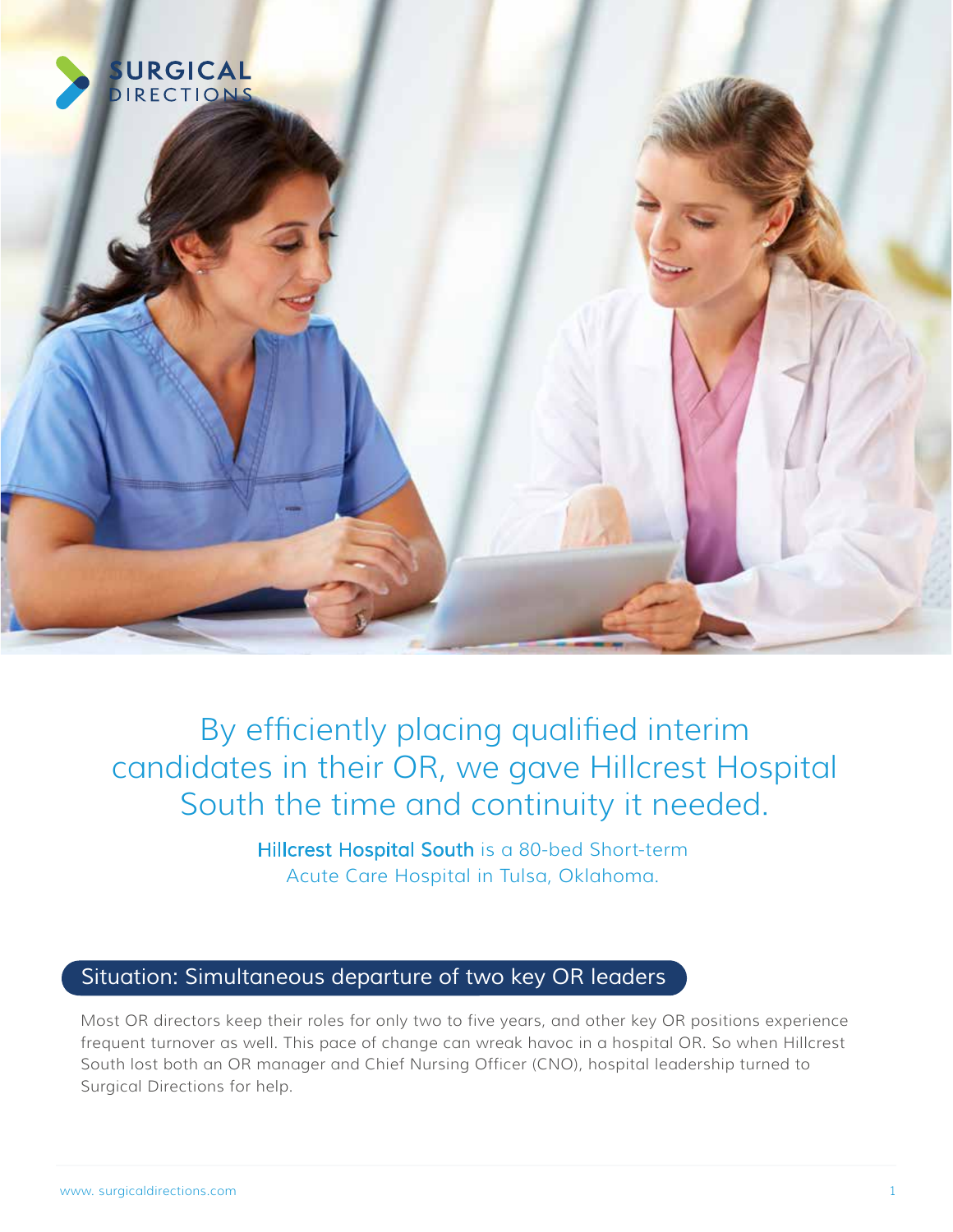# By efficiently placing qualified interim candidates in their OR, we gave Hillcrest Hospital South the time and continuity it needed.

**Hillcrest Hospital South** is a 80-bed Short-term Acute Care Hospital in Tulsa, Oklahoma.

## Situation: Simultaneous departure of two key OR leaders

Most OR directors keep their roles for only two to five years, and other key OR positions experience frequent turnover as well. This pace of change can wreak havoc in a hospital OR. So when Hillcrest South lost both an OR manager and Chief Nursing Officer (CNO), hospital leadership turned to Surgical Directions for help.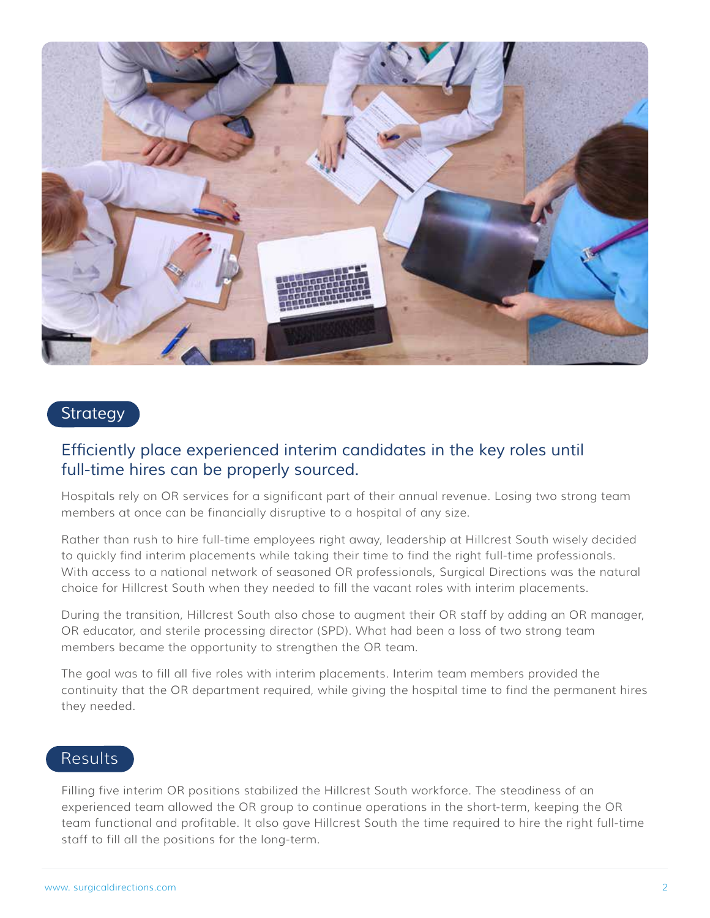## Strategy

### Efficiently place experienced interim candidates in the key roles until full-time hires can be properly sourced.

Hospitals rely on OR services for a significant part of their annual revenue. Losing two strong team members at once can be financially disruptive to a hospital of any size.

Rather than rush to hire full-time employees right away, leadership at Hillcrest South wisely decided to quickly find interim placements while taking their time to find the right full-time professionals. With access to a national network of seasoned OR professionals, Surgical Directions was the natural choice for Hillcrest South when they needed to fill the vacant roles with interim placements.

During the transition, Hillcrest South also chose to augment their OR staff by adding an OR manager, OR educator, and sterile processing director (SPD). What had been a loss of two strong team members became the opportunity to strengthen the OR team.

The goal was to fill all five roles with interim placements. Interim team members provided the continuity that the OR department required, while giving the hospital time to find the permanent hires they needed.

## Results

Filling five interim OR positions stabilized the Hillcrest South workforce. The steadiness of an experienced team allowed the OR group to continue operations in the short-term, keeping the OR team functional and profitable. It also gave Hillcrest South the time required to hire the right full-time staff to fill all the positions for the long-term.

www. surgicaldirections.com